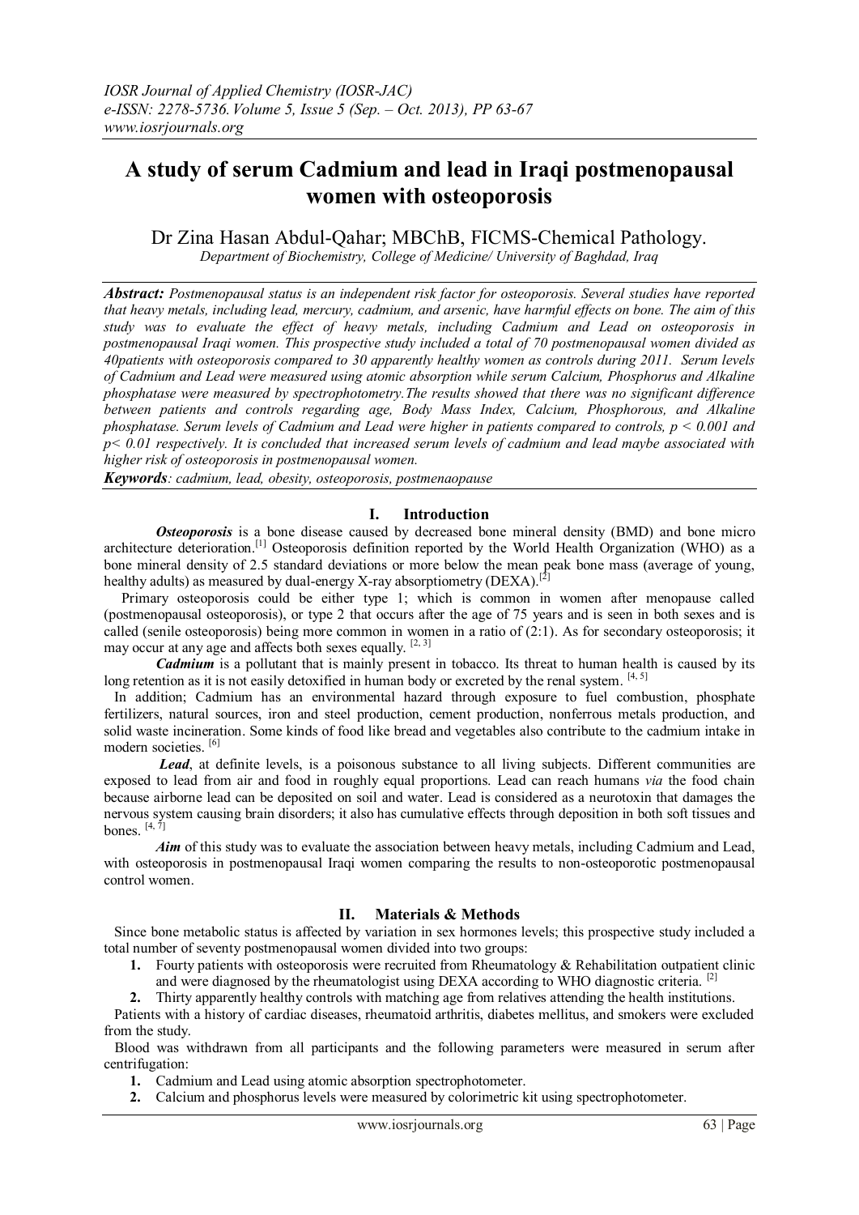# A study of serum Cadmium and lead in Iraqi postmenopausal women with osteoporosis

Dr Zina Hasan Abdul-Qahar; MBChB, FICMS-Chemical Pathology.

*Department of Biochemistry, College of Medicine/ University of Baghdad, Iraq*

***Abstract:*** *Postmenopausal status is an independent risk factor for osteoporosis. Several studies have reported that heavy metals, including lead, mercury, cadmium, and arsenic, have harmful effects on bone. The aim of this study was to evaluate the effect of heavy metals, including Cadmium and Lead on osteoporosis in postmenopausal Iraqi women. This prospective study included a total of 70 postmenopausal women divided as 40patients with osteoporosis compared to 30 apparently healthy women as controls during 2011. Serum levels of Cadmium and Lead were measured using atomic absorption while serum Calcium, Phosphorus and Alkaline phosphatase were measured by spectrophotometry.The results showed that there was no significant difference between patients and controls regarding age, Body Mass Index, Calcium, Phosphorous, and Alkaline phosphatase. Serum levels of Cadmium and Lead were higher in patients compared to controls, $p < 0.001$ and $p < 0.01$ respectively. It is concluded that increased serum levels of cadmium and lead maybe associated with higher risk of osteoporosis in postmenopausal women.*

***Keywords****: cadmium, lead, obesity, osteoporosis, postmenaopause*

## I. Introduction

***Osteoporosis*** is a bone disease caused by decreased bone mineral density (BMD) and bone micro architecture deterioration.[1] Osteoporosis definition reported by the World Health Organization (WHO) as a bone mineral density of 2.5 standard deviations or more below the mean peak bone mass (average of young, healthy adults) as measured by dual-energy X-ray absorptiometry (DEXA).[2]

Primary osteoporosis could be either type 1; which is common in women after menopause called (postmenopausal osteoporosis), or type 2 that occurs after the age of 75 years and is seen in both sexes and is called (senile osteoporosis) being more common in women in a ratio of (2:1). As for secondary osteoporosis; it may occur at any age and affects both sexes equally. [2, 3]

***Cadmium*** is a pollutant that is mainly present in tobacco. Its threat to human health is caused by its long retention as it is not easily detoxified in human body or excreted by the renal system. [4, 5]

In addition; Cadmium has an environmental hazard through exposure to fuel combustion, phosphate fertilizers, natural sources, iron and steel production, cement production, nonferrous metals production, and solid waste incineration. Some kinds of food like bread and vegetables also contribute to the cadmium intake in modern societies. [6]

***Lead***, at definite levels, is a poisonous substance to all living subjects. Different communities are exposed to lead from air and food in roughly equal proportions. Lead can reach humans *via* the food chain because airborne lead can be deposited on soil and water. Lead is considered as a neurotoxin that damages the nervous system causing brain disorders; it also has cumulative effects through deposition in both soft tissues and bones. [4, 7]

***Aim*** of this study was to evaluate the association between heavy metals, including Cadmium and Lead, with osteoporosis in postmenopausal Iraqi women comparing the results to non-osteoporotic postmenopausal control women.

## II. Materials & Methods

Since bone metabolic status is affected by variation in sex hormones levels; this prospective study included a total number of seventy postmenopausal women divided into two groups:

1. Fourty patients with osteoporosis were recruited from Rheumatology & Rehabilitation outpatient clinic and were diagnosed by the rheumatologist using DEXA according to WHO diagnostic criteria. [2]
2. Thirty apparently healthy controls with matching age from relatives attending the health institutions.

Patients with a history of cardiac diseases, rheumatoid arthritis, diabetes mellitus, and smokers were excluded from the study.

Blood was withdrawn from all participants and the following parameters were measured in serum after centrifugation:

1. Cadmium and Lead using atomic absorption spectrophotometer.
2. Calcium and phosphorus levels were measured by colorimetric kit using spectrophotometer.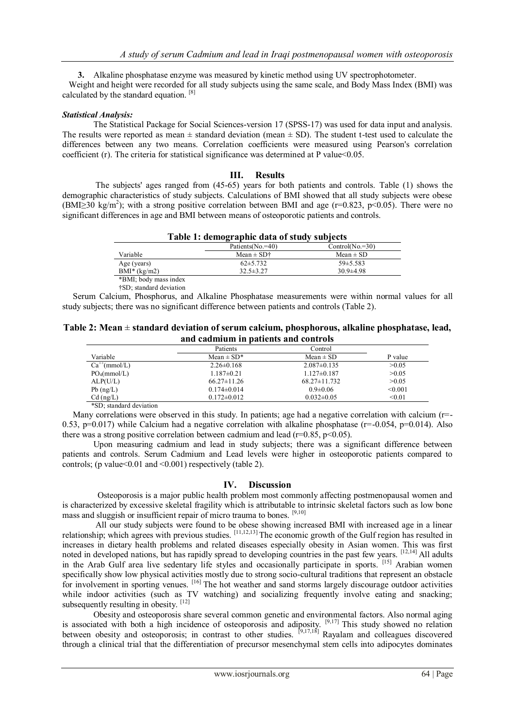**3.** Alkaline phosphatase enzyme was measured by kinetic method using UV spectrophotometer.

Weight and height were recorded for all study subjects using the same scale, and Body Mass Index (BMI) was calculated by the standard equation. [8]

***Statistical Analysis:***

The Statistical Package for Social Sciences-version 17 (SPSS-17) was used for data input and analysis. The results were reported as mean ± standard deviation (mean ± SD). The student t-test used to calculate the differences between any two means. Correlation coefficients were measured using Pearson's correlation coefficient (r). The criteria for statistical significance was determined at P value<0.05.

## III. Results

The subjects' ages ranged from (45-65) years for both patients and controls. Table (1) shows the demographic characteristics of study subjects. Calculations of BMI showed that all study subjects were obese (BMI≥30 kg/m$^2$); with a strong positive correlation between BMI and age (r=0.823, p<0.05). There were no significant differences in age and BMI between means of osteoporotic patients and controls.

**Table 1: demographic data of study subjects**

| | Patients(No.=40) | Control(No.=30) |
|---|---|---|
| Variable | Mean ± SD† | Mean ± SD |
| Age (years) | 62±5.732 | 59±5.583 |
| BMI* (kg/m2) | 32.5±3.27 | 30.9±4.98 |

*BMI; body mass index
†SD; standard deviation

Serum Calcium, Phosphorus, and Alkaline Phosphatase measurements were within normal values for all study subjects; there was no significant difference between patients and controls (Table 2).

**Table 2: Mean ± standard deviation of serum calcium, phosphorous, alkaline phosphatase, lead, and cadmium in patients and controls**

| | Patients | Control | |
|---|---|---|---|
| Variable | Mean ± SD* | Mean ± SD | P value |
| $Ca^{++}$(mmol/L) | 2.26±0.168 | 2.087±0.135 | >0.05 |
| $PO_4$(mmol/L) | 1.187±0.21 | 1.127±0.187 | >0.05 |
| ALP(U/L) | 66.27±11.26 | 68.27±11.732 | >0.05 |
| Pb (ng/L) | 0.174±0.014 | 0.9±0.06 | <0.001 |
| Cd (ng/L) | 0.172±0.012 | 0.032±0.05 | <0.01 |

*SD; standard deviation

Many correlations were observed in this study. In patients; age had a negative correlation with calcium (r=-0.53, p=0.017) while Calcium had a negative correlation with alkaline phosphatase (r=-0.054, p=0.014). Also there was a strong positive correlation between cadmium and lead (r=0.85, p<0.05).

Upon measuring cadmium and lead in study subjects; there was a significant difference between patients and controls. Serum Cadmium and Lead levels were higher in osteoporotic patients compared to controls; (p value<0.01 and <0.001) respectively (table 2).

## IV. Discussion

Osteoporosis is a major public health problem most commonly affecting postmenopausal women and is characterized by excessive skeletal fragility which is attributable to intrinsic skeletal factors such as low bone mass and sluggish or insufficient repair of micro trauma to bones. [9,10]

All our study subjects were found to be obese showing increased BMI with increased age in a linear relationship; which agrees with previous studies. [11,12,13] The economic growth of the Gulf region has resulted in increases in dietary health problems and related diseases especially obesity in Asian women. This was first noted in developed nations, but has rapidly spread to developing countries in the past few years. [12,14] All adults in the Arab Gulf area live sedentary life styles and occasionally participate in sports. [15] Arabian women specifically show low physical activities mostly due to strong socio-cultural traditions that represent an obstacle for involvement in sporting venues. [16] The hot weather and sand storms largely discourage outdoor activities while indoor activities (such as TV watching) and socializing frequently involve eating and snacking; subsequently resulting in obesity. [12]

Obesity and osteoporosis share several common genetic and environmental factors. Also normal aging is associated with both a high incidence of osteoporosis and adiposity. [9,17] This study showed no relation between obesity and osteoporosis; in contrast to other studies. [9,17,18] Rayalam and colleagues discovered through a clinical trial that the differentiation of precursor mesenchymal stem cells into adipocytes dominates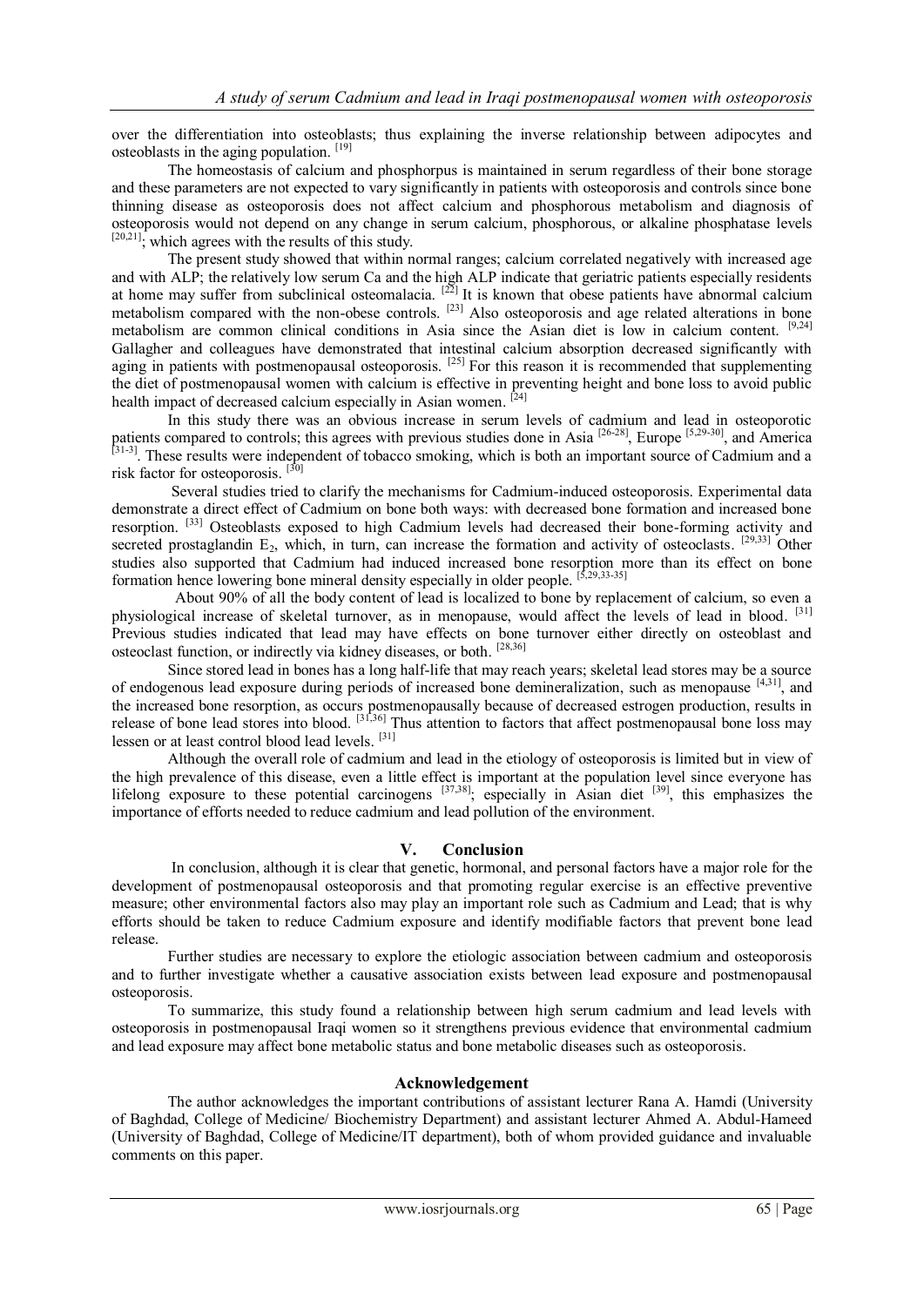over the differentiation into osteoblasts; thus explaining the inverse relationship between adipocytes and osteoblasts in the aging population. [19]

The homeostasis of calcium and phosphorpus is maintained in serum regardless of their bone storage and these parameters are not expected to vary significantly in patients with osteoporosis and controls since bone thinning disease as osteoporosis does not affect calcium and phosphorous metabolism and diagnosis of osteoporosis would not depend on any change in serum calcium, phosphorous, or alkaline phosphatase levels [20,21]; which agrees with the results of this study.

The present study showed that within normal ranges; calcium correlated negatively with increased age and with ALP; the relatively low serum Ca and the high ALP indicate that geriatric patients especially residents at home may suffer from subclinical osteomalacia. [22] It is known that obese patients have abnormal calcium metabolism compared with the non-obese controls. [23] Also osteoporosis and age related alterations in bone metabolism are common clinical conditions in Asia since the Asian diet is low in calcium content. [9,24] Gallagher and colleagues have demonstrated that intestinal calcium absorption decreased significantly with aging in patients with postmenopausal osteoporosis. [25] For this reason it is recommended that supplementing the diet of postmenopausal women with calcium is effective in preventing height and bone loss to avoid public health impact of decreased calcium especially in Asian women. [24]

In this study there was an obvious increase in serum levels of cadmium and lead in osteoporotic patients compared to controls; this agrees with previous studies done in Asia [26-28], Europe [5,29-30], and America [31-3]. These results were independent of tobacco smoking, which is both an important source of Cadmium and a risk factor for osteoporosis. [30]

Several studies tried to clarify the mechanisms for Cadmium-induced osteoporosis. Experimental data demonstrate a direct effect of Cadmium on bone both ways: with decreased bone formation and increased bone resorption. [33] Osteoblasts exposed to high Cadmium levels had decreased their bone-forming activity and secreted prostaglandin $E_2$, which, in turn, can increase the formation and activity of osteoclasts. [29,33] Other studies also supported that Cadmium had induced increased bone resorption more than its effect on bone formation hence lowering bone mineral density especially in older people. [5,29,33-35]

About 90% of all the body content of lead is localized to bone by replacement of calcium, so even a physiological increase of skeletal turnover, as in menopause, would affect the levels of lead in blood. [31] Previous studies indicated that lead may have effects on bone turnover either directly on osteoblast and osteoclast function, or indirectly via kidney diseases, or both. [28,36]

Since stored lead in bones has a long half-life that may reach years; skeletal lead stores may be a source of endogenous lead exposure during periods of increased bone demineralization, such as menopause [4,31], and the increased bone resorption, as occurs postmenopausally because of decreased estrogen production, results in release of bone lead stores into blood. [31,36] Thus attention to factors that affect postmenopausal bone loss may lessen or at least control blood lead levels. [31]

Although the overall role of cadmium and lead in the etiology of osteoporosis is limited but in view of the high prevalence of this disease, even a little effect is important at the population level since everyone has lifelong exposure to these potential carcinogens [37,38]; especially in Asian diet [39], this emphasizes the importance of efforts needed to reduce cadmium and lead pollution of the environment.

## V. Conclusion

In conclusion, although it is clear that genetic, hormonal, and personal factors have a major role for the development of postmenopausal osteoporosis and that promoting regular exercise is an effective preventive measure; other environmental factors also may play an important role such as Cadmium and Lead; that is why efforts should be taken to reduce Cadmium exposure and identify modifiable factors that prevent bone lead release.

Further studies are necessary to explore the etiologic association between cadmium and osteoporosis and to further investigate whether a causative association exists between lead exposure and postmenopausal osteoporosis.

To summarize, this study found a relationship between high serum cadmium and lead levels with osteoporosis in postmenopausal Iraqi women so it strengthens previous evidence that environmental cadmium and lead exposure may affect bone metabolic status and bone metabolic diseases such as osteoporosis.

## Acknowledgement

The author acknowledges the important contributions of assistant lecturer Rana A. Hamdi (University of Baghdad, College of Medicine/ Biochemistry Department) and assistant lecturer Ahmed A. Abdul-Hameed (University of Baghdad, College of Medicine/IT department), both of whom provided guidance and invaluable comments on this paper.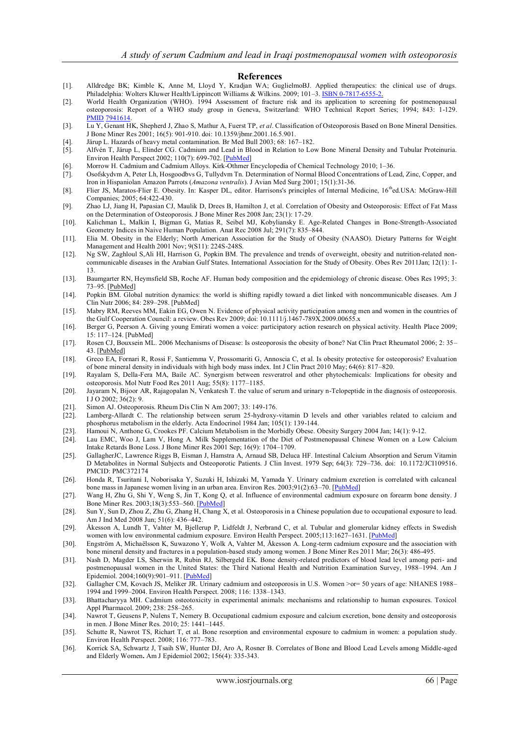## References

[1]. Alldredge BK; Kimble K, Anne M, Lloyd Y, Kradjan WA; GuglielmoBJ. Applied therapeutics: the clinical use of drugs. Philadelphia: Wolters Kluwer Health/Lippincott Williams & Wilkins. 2009; 101–3. ISBN 0-7817-6555-2.

[2]. World Health Organization (WHO). 1994 Assessment of fracture risk and its application to screening for postmenopausal osteoporosis: Report of a WHO study group in Geneva, Switzerland: WHO Technical Report Series; 1994; 843: 1-129. PMID 7941614.

[3]. Lu Y, Genant HK, Shepherd J, Zhao S, Mathur A, Fuerst TP, *et al*. Classification of Osteoporosis Based on Bone Mineral Densities. J Bone Miner Res 2001; 16(5): 901-910. doi: 10.1359/jbmr.2001.16.5.901.

[4]. Järup L. Hazards of heavy metal contamination. Br Med Bull 2003; 68: 167–182.

[5]. Alfvén T, Järup L, Elinder CG. Cadmium and Lead in Blood in Relation to Low Bone Mineral Density and Tubular Proteinuria. Environ Health Perspect 2002; 110(7): 699-702. [PubMed]

[6]. Morrow H. Cadmium and Cadmium Alloys. Kirk-Othmer Encyclopedia of Chemical Technology 2010; 1–36.

[7]. Osofskydvm A, Peter Lh, Hosgoodbvs G, Tullydvm Tn. Determination of Normal Blood Concentrations of Lead, Zinc, Copper, and Iron in Hispaniolan Amazon Parrots (*Amazona ventralis*). J Avian Med Surg 2001; 15(1):31-36.

[8]. Flier JS, Maratos-Flier E. Obesity. In: Kasper DL, editor. Harrisons's principles of Internal Medicine, 16thed.USA: McGraw-Hill Companies; 2005; 64:422-430.

[9]. Zhao LJ, Jiang H, Papasian CJ, Maulik D, Drees B, Hamilton J, et al. Correlation of Obesity and Osteoporosis: Effect of Fat Mass on the Determination of Osteoporosis. J Bone Miner Res 2008 Jan; 23(1): 17-29.

[10]. Kalichman L, Malkin I, Bigman G, Matias R, Seibel MJ, Kobyliansky E. Age-Related Changes in Bone-Strength-Associated Geometry Indices in Naive Human Population. Anat Rec 2008 Jul; 291(7): 835–844.

[11]. Elia M. Obesity in the Elderly; North American Association for the Study of Obesity (NAASO). Dietary Patterns for Weight Management and Health 2001 Nov; 9(S11): 224S-248S.

[12]. Ng SW, Zaghloul S,Ali HI, Harrison G, Popkin BM. The prevalence and trends of overweight, obesity and nutrition-related non-communicable diseases in the Arabian Gulf States. International Association for the Study of Obesity. Obes Rev 2011Jan; 12(1): 1-13.

[13]. Baumgarter RN, Heymsfield SB, Roche AF. Human body composition and the epidemiology of chronic disease. Obes Res 1995; 3: 73–95. [PubMed]

[14]. Popkin BM. Global nutrition dynamics: the world is shifting rapidly toward a diet linked with noncommunicable diseases. Am J Clin Nutr 2006; 84: 289–298. [PubMed]

[15]. Mabry RM, Reeves MM, Eakin EG, Owen N. Evidence of physical activity participation among men and women in the countries of the Gulf Cooperation Council: a review. Obes Rev 2009; doi: 10.1111/j.1467-789X.2009.00655.x

[16]. Berger G, Peerson A. Giving young Emirati women a voice: participatory action research on physical activity. Health Place 2009; 15: 117–124. [PubMed]

[17]. Rosen CJ, Bouxsein ML. 2006 Mechanisms of Disease: Is osteoporosis the obesity of bone? Nat Clin Pract Rheumatol 2006; 2: 35–43. [PubMed]

[18]. Greco EA, Fornari R, Rossi F, Santiemma V, Prossomariti G, Annoscia C, et al. Is obesity protective for osteoporosis? Evaluation of bone mineral density in individuals with high body mass index. Int J Clin Pract 2010 May; 64(6): 817–820.

[19]. Rayalam S, Della-Fera MA, Baile AC. Synergism between resveratrol and other phytochemicals: Implications for obesity and osteoporosis. Mol Nutr Food Res 2011 Aug; 55(8): 1177–1185.

[20]. Jayaram N, Bijoor AR, Rajagopalan N, Venkatesh T. the value of serum and urinary n-Telopeptide in the diagnosis of osteoporosis. I J O 2002; 36(2): 9.

[21]. Simon AJ. Osteoporosis. Rheum Dis Clin N Am 2007; 33: 149-176.

[22]. Lamberg-Allardt C. The relationship between serum 25-hydroxy-vitamin D levels and other variables related to calcium and phosphorus metabolism in the elderly. Acta Endocrinol 1984 Jan; 105(1): 139-144.

[23]. Hamoui N, Anthone G, Crookes PF. Calcium Metabolism in the Morbidly Obese. Obesity Surgery 2004 Jan; 14(1): 9-12.

[24]. Lau EMC, Woo J, Lam V, Hong A. Milk Supplementation of the Diet of Postmenopausal Chinese Women on a Low Calcium Intake Retards Bone Loss. J Bone Miner Res 2001 Sep; 16(9): 1704–1709.

[25]. GallagherJC, Lawrence Riggs B, Eisman J, Hamstra A, Arnaud SB, Deluca HF. Intestinal Calcium Absorption and Serum Vitamin D Metabolites in Normal Subjects and Osteoporotic Patients. J Clin Invest. 1979 Sep; 64(3): 729–736. doi: 10.1172/JCI109516. PMCID: PMC372174

[26]. Honda R, Tsuritani I, Noborisaka Y, Suzuki H, Ishizaki M, Yamada Y. Urinary cadmium excretion is correlated with calcaneal bone mass in Japanese women living in an urban area. Environ Res. 2003;91(2):63–70. [PubMed]

[27]. Wang H, Zhu G, Shi Y, Weng S, Jin T, Kong Q, et al. Influence of environmental cadmium exposure on forearm bone density. J Bone Miner Res. 2003;18(3):553–560. [PubMed]

[28]. Sun Y, Sun D, Zhou Z, Zhu G, Zhang H, Chang X, et al. Osteoporosis in a Chinese population due to occupational exposure to lead. Am J Ind Med 2008 Jun; 51(6): 436–442.

[29]. Åkesson A, Lundh T, Vahter M, Bjellerup P, Lidfeldt J, Nerbrand C, et al. Tubular and glomerular kidney effects in Swedish women with low environmental cadmium exposure. Environ Health Perspect. 2005;113:1627–1631. [PubMed]

[30]. Engström A, Michaëlsson K, Suwazono Y, Wolk A, Vahter M, Åkesson A. Long-term cadmium exposure and the association with bone mineral density and fractures in a population-based study among women. J Bone Miner Res 2011 Mar; 26(3): 486-495.

[31]. Nash D, Magder LS, Sherwin R, Rubin RJ, Silbergeld EK. Bone density-related predictors of blood lead level among peri- and postmenopausal women in the United States: the Third National Health and Nutrition Examination Survey, 1988–1994. Am J Epidemiol. 2004;160(9):901–911. [PubMed]

[32]. Gallagher CM, Kovach JS, Meliker JR. Urinary cadmium and osteoporosis in U.S. Women >or= 50 years of age: NHANES 1988–1994 and 1999–2004. Environ Health Perspect. 2008; 116: 1338–1343.

[33]. Bhattacharyya MH. Cadmium osteotoxicity in experimental animals: mechanisms and relationship to human exposures. Toxicol Appl Pharmacol. 2009; 238: 258–265.

[34]. Nawrot T, Geusens P, Nulens T, Nemery B. Occupational cadmium exposure and calcium excretion, bone density and osteoporosis in men. J Bone Miner Res. 2010; 25: 1441–1445.

[35]. Schutte R, Nawrot TS, Richart T, et al. Bone resorption and environmental exposure to cadmium in women: a population study. Environ Health Perspect. 2008; 116: 777–783.

[36]. Korrick SA, Schwartz J, Tsaih SW, Hunter DJ, Aro A, Rosner B. Correlates of Bone and Blood Lead Levels among Middle-aged and Elderly Women**.** Am J Epidemiol 2002; 156(4): 335-343.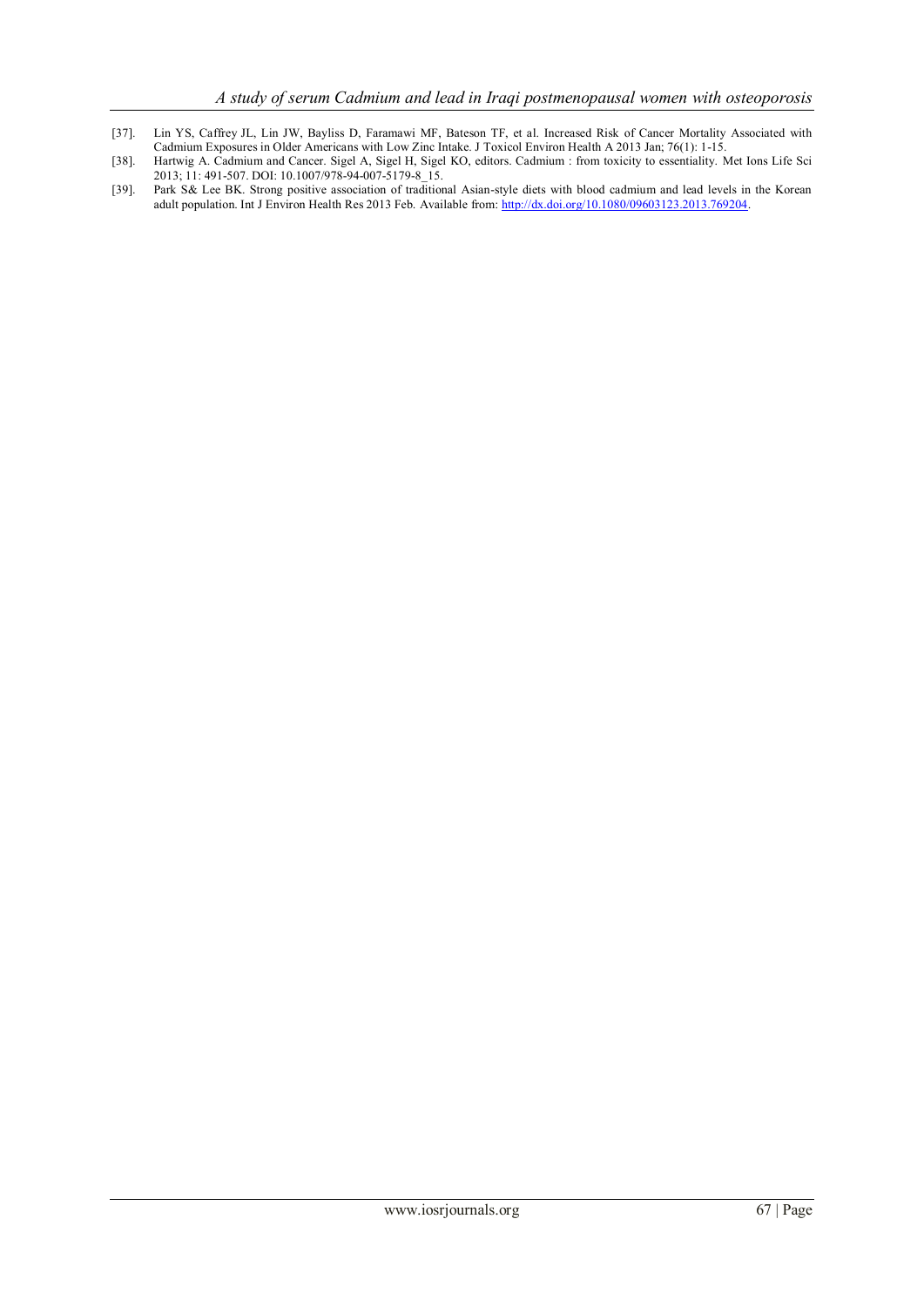[37]. Lin YS, Caffrey JL, Lin JW, Bayliss D, Faramawi MF, Bateson TF, et al. Increased Risk of Cancer Mortality Associated with Cadmium Exposures in Older Americans with Low Zinc Intake. J Toxicol Environ Health A 2013 Jan; 76(1): 1-15.

[38]. Hartwig A. Cadmium and Cancer. Sigel A, Sigel H, Sigel KO, editors. Cadmium : from toxicity to essentiality. Met Ions Life Sci 2013; 11: 491-507. DOI: 10.1007/978-94-007-5179-8_15.

[39]. Park S& Lee BK. Strong positive association of traditional Asian-style diets with blood cadmium and lead levels in the Korean adult population. Int J Environ Health Res 2013 Feb. Available from: http://dx.doi.org/10.1080/09603123.2013.769204.